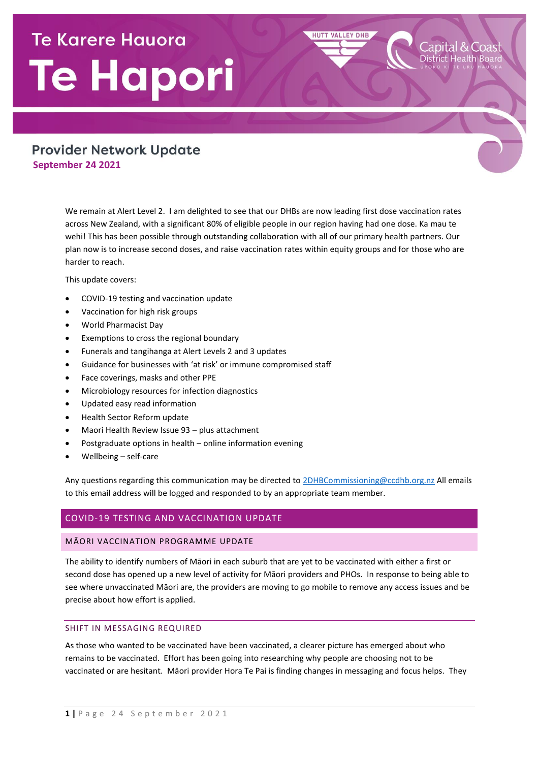# Te Karere Hauora

# Te Hapori

HUTT VALLEY DHB

Capital & Coast District Health Board
UPOKO KI TE URU HAUORA

## Provider Network Update

**September 24 2021**

We remain at Alert Level 2. I am delighted to see that our DHBs are now leading first dose vaccination rates across New Zealand, with a significant 80% of eligible people in our region having had one dose. Ka mau te wehi! This has been possible through outstanding collaboration with all of our primary health partners. Our plan now is to increase second doses, and raise vaccination rates within equity groups and for those who are harder to reach.

This update covers:

- COVID-19 testing and vaccination update
- Vaccination for high risk groups
- World Pharmacist Day
- Exemptions to cross the regional boundary
- Funerals and tangihanga at Alert Levels 2 and 3 updates
- Guidance for businesses with 'at risk' or immune compromised staff
- Face coverings, masks and other PPE
- Microbiology resources for infection diagnostics
- Updated easy read information
- Health Sector Reform update
- Maori Health Review Issue 93 – plus attachment
- Postgraduate options in health – online information evening
- Wellbeing – self-care

Any questions regarding this communication may be directed to 2DHBCommissioning@ccdhb.org.nz All emails to this email address will be logged and responded to by an appropriate team member.

## COVID-19 TESTING AND VACCINATION UPDATE

### MĀORI VACCINATION PROGRAMME UPDATE

The ability to identify numbers of Māori in each suburb that are yet to be vaccinated with either a first or second dose has opened up a new level of activity for Māori providers and PHOs. In response to being able to see where unvaccinated Māori are, the providers are moving to go mobile to remove any access issues and be precise about how effort is applied.

#### SHIFT IN MESSAGING REQUIRED

As those who wanted to be vaccinated have been vaccinated, a clearer picture has emerged about who remains to be vaccinated. Effort has been going into researching why people are choosing not to be vaccinated or are hesitant. Māori provider Hora Te Pai is finding changes in messaging and focus helps. They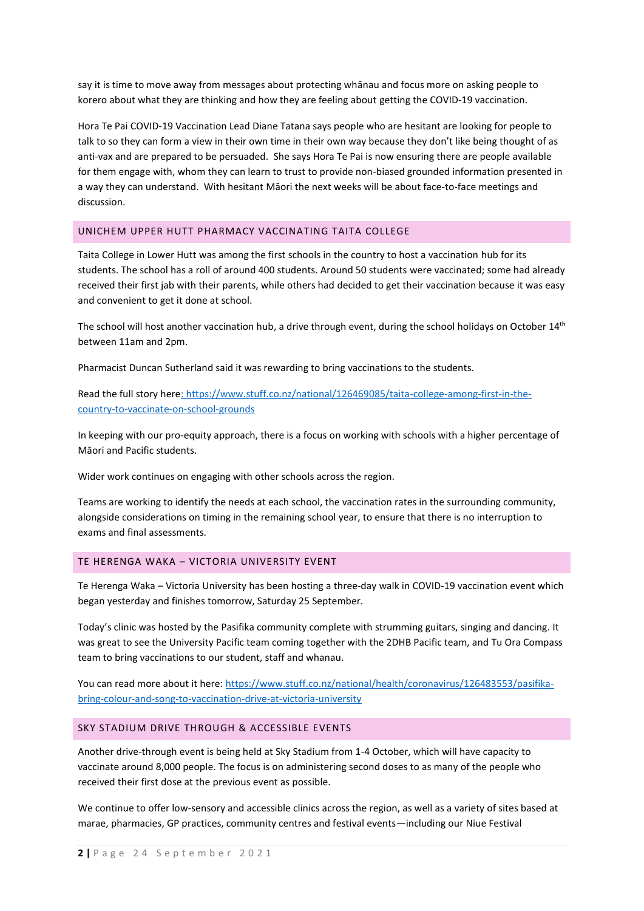say it is time to move away from messages about protecting whānau and focus more on asking people to korero about what they are thinking and how they are feeling about getting the COVID-19 vaccination.

Hora Te Pai COVID-19 Vaccination Lead Diane Tatana says people who are hesitant are looking for people to talk to so they can form a view in their own time in their own way because they don't like being thought of as anti-vax and are prepared to be persuaded. She says Hora Te Pai is now ensuring there are people available for them engage with, whom they can learn to trust to provide non-biased grounded information presented in a way they can understand. With hesitant Māori the next weeks will be about face-to-face meetings and discussion.

## UNICHEM UPPER HUTT PHARMACY VACCINATING TAITA COLLEGE

Taita College in Lower Hutt was among the first schools in the country to host a vaccination hub for its students. The school has a roll of around 400 students. Around 50 students were vaccinated; some had already received their first jab with their parents, while others had decided to get their vaccination because it was easy and convenient to get it done at school.

The school will host another vaccination hub, a drive through event, during the school holidays on October 14th between 11am and 2pm.

Pharmacist Duncan Sutherland said it was rewarding to bring vaccinations to the students.

Read the full story here: https://www.stuff.co.nz/national/126469085/taita-college-among-first-in-the-country-to-vaccinate-on-school-grounds

In keeping with our pro-equity approach, there is a focus on working with schools with a higher percentage of Māori and Pacific students.

Wider work continues on engaging with other schools across the region.

Teams are working to identify the needs at each school, the vaccination rates in the surrounding community, alongside considerations on timing in the remaining school year, to ensure that there is no interruption to exams and final assessments.

## TE HERENGA WAKA – VICTORIA UNIVERSITY EVENT

Te Herenga Waka – Victoria University has been hosting a three-day walk in COVID-19 vaccination event which began yesterday and finishes tomorrow, Saturday 25 September.

Today's clinic was hosted by the Pasifika community complete with strumming guitars, singing and dancing. It was great to see the University Pacific team coming together with the 2DHB Pacific team, and Tu Ora Compass team to bring vaccinations to our student, staff and whanau.

You can read more about it here: https://www.stuff.co.nz/national/health/coronavirus/126483553/pasifika-bring-colour-and-song-to-vaccination-drive-at-victoria-university

## SKY STADIUM DRIVE THROUGH & ACCESSIBLE EVENTS

Another drive-through event is being held at Sky Stadium from 1-4 October, which will have capacity to vaccinate around 8,000 people. The focus is on administering second doses to as many of the people who received their first dose at the previous event as possible.

We continue to offer low-sensory and accessible clinics across the region, as well as a variety of sites based at marae, pharmacies, GP practices, community centres and festival events—including our Niue Festival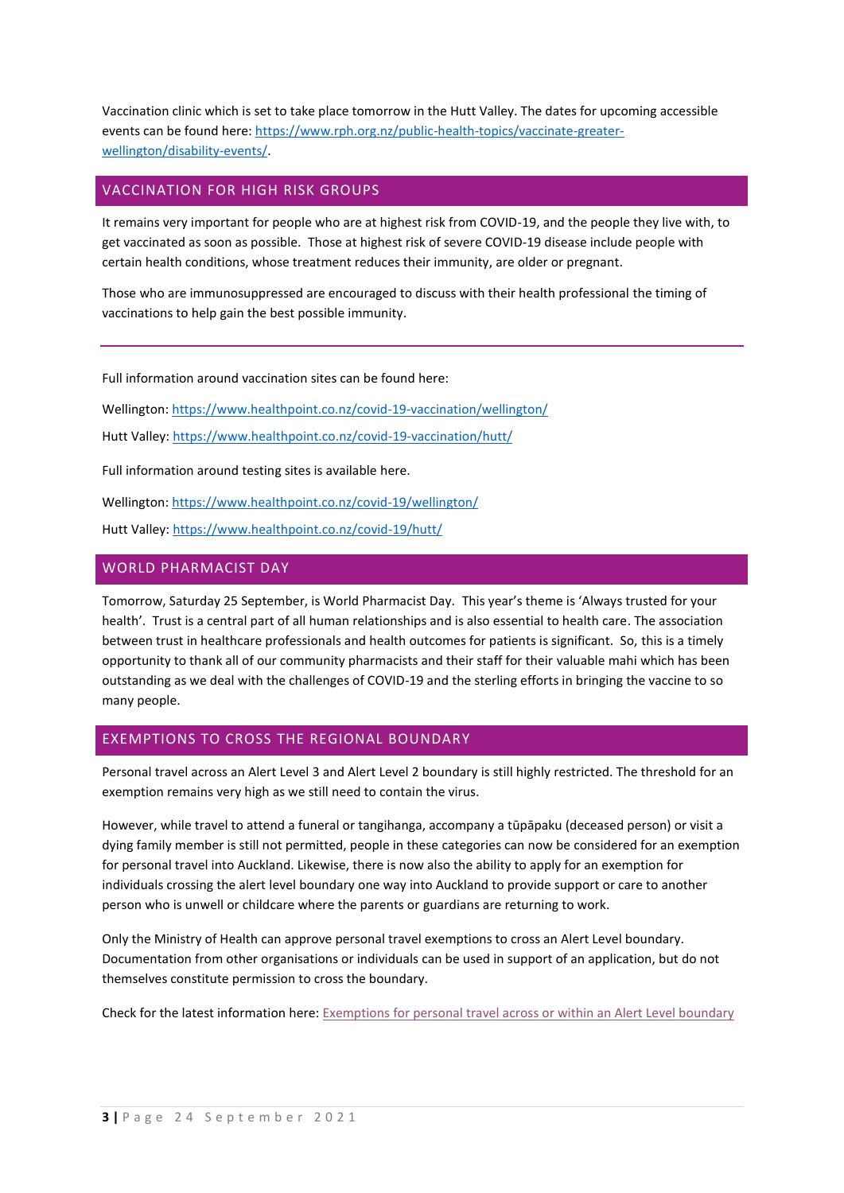Vaccination clinic which is set to take place tomorrow in the Hutt Valley. The dates for upcoming accessible events can be found here: https://www.rph.org.nz/public-health-topics/vaccinate-greater-wellington/disability-events/.

## VACCINATION FOR HIGH RISK GROUPS

It remains very important for people who are at highest risk from COVID-19, and the people they live with, to get vaccinated as soon as possible. Those at highest risk of severe COVID-19 disease include people with certain health conditions, whose treatment reduces their immunity, are older or pregnant.

Those who are immunosuppressed are encouraged to discuss with their health professional the timing of vaccinations to help gain the best possible immunity.

---

Full information around vaccination sites can be found here:

Wellington: https://www.healthpoint.co.nz/covid-19-vaccination/wellington/

Hutt Valley: https://www.healthpoint.co.nz/covid-19-vaccination/hutt/

Full information around testing sites is available here.

Wellington: https://www.healthpoint.co.nz/covid-19/wellington/

Hutt Valley: https://www.healthpoint.co.nz/covid-19/hutt/

## WORLD PHARMACIST DAY

Tomorrow, Saturday 25 September, is World Pharmacist Day. This year's theme is 'Always trusted for your health'. Trust is a central part of all human relationships and is also essential to health care. The association between trust in healthcare professionals and health outcomes for patients is significant. So, this is a timely opportunity to thank all of our community pharmacists and their staff for their valuable mahi which has been outstanding as we deal with the challenges of COVID-19 and the sterling efforts in bringing the vaccine to so many people.

## EXEMPTIONS TO CROSS THE REGIONAL BOUNDARY

Personal travel across an Alert Level 3 and Alert Level 2 boundary is still highly restricted. The threshold for an exemption remains very high as we still need to contain the virus.

However, while travel to attend a funeral or tangihanga, accompany a tūpāpaku (deceased person) or visit a dying family member is still not permitted, people in these categories can now be considered for an exemption for personal travel into Auckland. Likewise, there is now also the ability to apply for an exemption for individuals crossing the alert level boundary one way into Auckland to provide support or care to another person who is unwell or childcare where the parents or guardians are returning to work.

Only the Ministry of Health can approve personal travel exemptions to cross an Alert Level boundary. Documentation from other organisations or individuals can be used in support of an application, but do not themselves constitute permission to cross the boundary.

Check for the latest information here: Exemptions for personal travel across or within an Alert Level boundary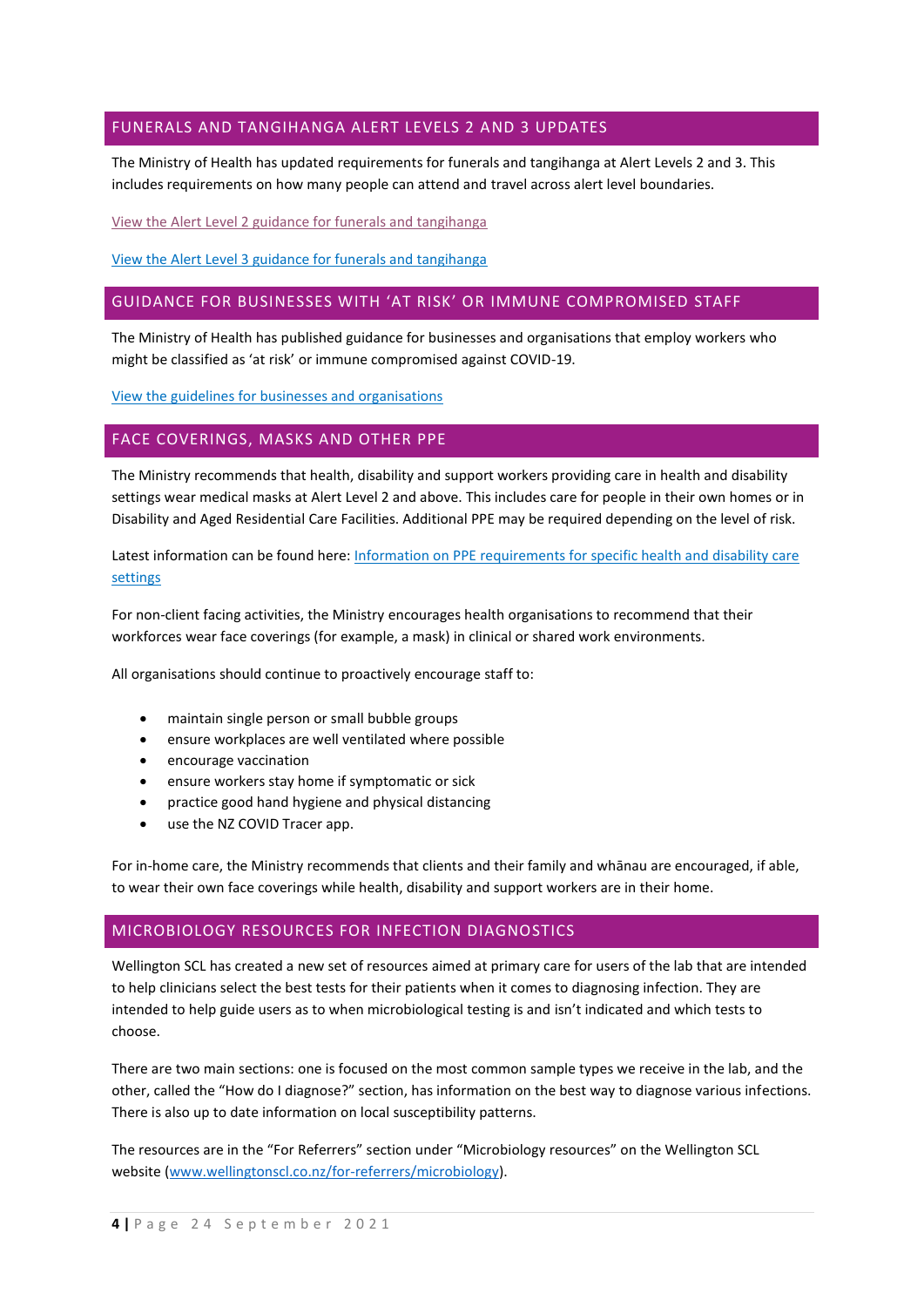## FUNERALS AND TANGIHANGA ALERT LEVELS 2 AND 3 UPDATES

The Ministry of Health has updated requirements for funerals and tangihanga at Alert Levels 2 and 3. This includes requirements on how many people can attend and travel across alert level boundaries.

View the Alert Level 2 guidance for funerals and tangihanga

View the Alert Level 3 guidance for funerals and tangihanga

## GUIDANCE FOR BUSINESSES WITH 'AT RISK' OR IMMUNE COMPROMISED STAFF

The Ministry of Health has published guidance for businesses and organisations that employ workers who might be classified as 'at risk' or immune compromised against COVID-19.

View the guidelines for businesses and organisations

## FACE COVERINGS, MASKS AND OTHER PPE

The Ministry recommends that health, disability and support workers providing care in health and disability settings wear medical masks at Alert Level 2 and above. This includes care for people in their own homes or in Disability and Aged Residential Care Facilities. Additional PPE may be required depending on the level of risk.

Latest information can be found here: Information on PPE requirements for specific health and disability care settings

For non-client facing activities, the Ministry encourages health organisations to recommend that their workforces wear face coverings (for example, a mask) in clinical or shared work environments.

All organisations should continue to proactively encourage staff to:

- maintain single person or small bubble groups
- ensure workplaces are well ventilated where possible
- encourage vaccination
- ensure workers stay home if symptomatic or sick
- practice good hand hygiene and physical distancing
- use the NZ COVID Tracer app.

For in-home care, the Ministry recommends that clients and their family and whānau are encouraged, if able, to wear their own face coverings while health, disability and support workers are in their home.

## MICROBIOLOGY RESOURCES FOR INFECTION DIAGNOSTICS

Wellington SCL has created a new set of resources aimed at primary care for users of the lab that are intended to help clinicians select the best tests for their patients when it comes to diagnosing infection. They are intended to help guide users as to when microbiological testing is and isn't indicated and which tests to choose.

There are two main sections: one is focused on the most common sample types we receive in the lab, and the other, called the "How do I diagnose?" section, has information on the best way to diagnose various infections. There is also up to date information on local susceptibility patterns.

The resources are in the "For Referrers" section under "Microbiology resources" on the Wellington SCL website (www.wellingtonscl.co.nz/for-referrers/microbiology).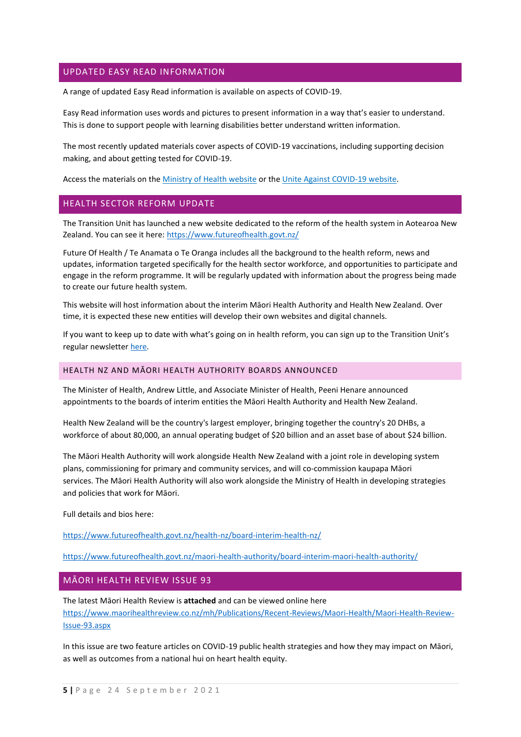## UPDATED EASY READ INFORMATION

A range of updated Easy Read information is available on aspects of COVID-19.

Easy Read information uses words and pictures to present information in a way that's easier to understand. This is done to support people with learning disabilities better understand written information.

The most recently updated materials cover aspects of COVID-19 vaccinations, including supporting decision making, and about getting tested for COVID-19.

Access the materials on the Ministry of Health website or the Unite Against COVID-19 website.

## HEALTH SECTOR REFORM UPDATE

The Transition Unit has launched a new website dedicated to the reform of the health system in Aotearoa New Zealand. You can see it here: https://www.futureofhealth.govt.nz/

Future Of Health / Te Anamata o Te Oranga includes all the background to the health reform, news and updates, information targeted specifically for the health sector workforce, and opportunities to participate and engage in the reform programme. It will be regularly updated with information about the progress being made to create our future health system.

This website will host information about the interim Māori Health Authority and Health New Zealand. Over time, it is expected these new entities will develop their own websites and digital channels.

If you want to keep up to date with what's going on in health reform, you can sign up to the Transition Unit's regular newsletter here.

### HEALTH NZ AND MĀORI HEALTH AUTHORITY BOARDS ANNOUNCED

The Minister of Health, Andrew Little, and Associate Minister of Health, Peeni Henare announced appointments to the boards of interim entities the Māori Health Authority and Health New Zealand.

Health New Zealand will be the country's largest employer, bringing together the country's 20 DHBs, a workforce of about 80,000, an annual operating budget of $20 billion and an asset base of about $24 billion.

The Māori Health Authority will work alongside Health New Zealand with a joint role in developing system plans, commissioning for primary and community services, and will co-commission kaupapa Māori services. The Māori Health Authority will also work alongside the Ministry of Health in developing strategies and policies that work for Māori.

Full details and bios here:

https://www.futureofhealth.govt.nz/health-nz/board-interim-health-nz/

https://www.futureofhealth.govt.nz/maori-health-authority/board-interim-maori-health-authority/

## MĀORI HEALTH REVIEW ISSUE 93

The latest Māori Health Review is **attached** and can be viewed online here https://www.maorihealthreview.co.nz/mh/Publications/Recent-Reviews/Maori-Health/Maori-Health-Review-Issue-93.aspx

In this issue are two feature articles on COVID-19 public health strategies and how they may impact on Māori, as well as outcomes from a national hui on heart health equity.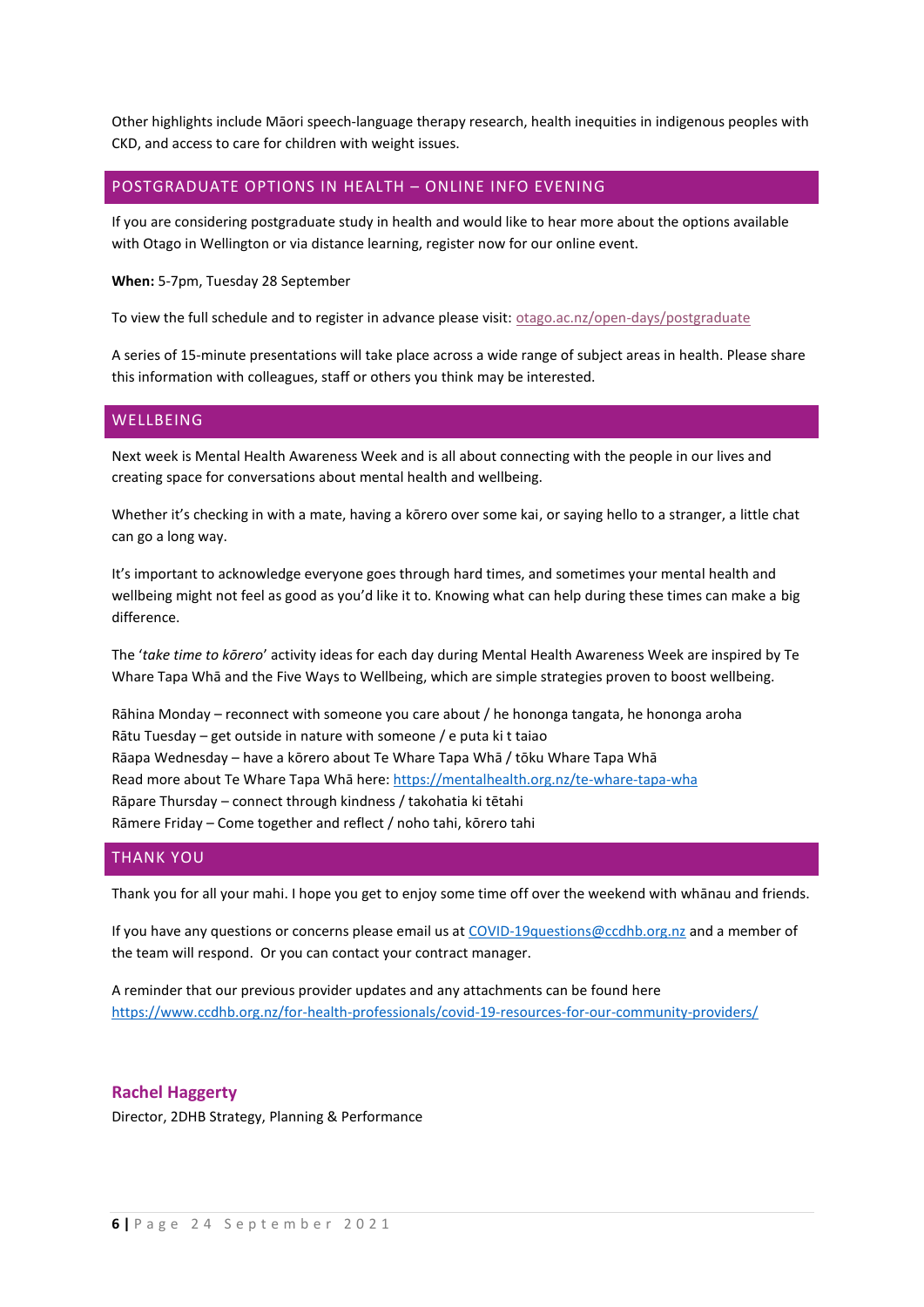Other highlights include Māori speech-language therapy research, health inequities in indigenous peoples with CKD, and access to care for children with weight issues.

## POSTGRADUATE OPTIONS IN HEALTH – ONLINE INFO EVENING

If you are considering postgraduate study in health and would like to hear more about the options available with Otago in Wellington or via distance learning, register now for our online event.

**When:** 5-7pm, Tuesday 28 September

To view the full schedule and to register in advance please visit: otago.ac.nz/open-days/postgraduate

A series of 15-minute presentations will take place across a wide range of subject areas in health. Please share this information with colleagues, staff or others you think may be interested.

## WELLBEING

Next week is Mental Health Awareness Week and is all about connecting with the people in our lives and creating space for conversations about mental health and wellbeing.

Whether it's checking in with a mate, having a kōrero over some kai, or saying hello to a stranger, a little chat can go a long way.

It's important to acknowledge everyone goes through hard times, and sometimes your mental health and wellbeing might not feel as good as you'd like it to. Knowing what can help during these times can make a big difference.

The '*take time to kōrero*' activity ideas for each day during Mental Health Awareness Week are inspired by Te Whare Tapa Whā and the Five Ways to Wellbeing, which are simple strategies proven to boost wellbeing.

Rāhina Monday – reconnect with someone you care about / he hononga tangata, he hononga aroha
Rātu Tuesday – get outside in nature with someone / e puta ki t taiao
Rāapa Wednesday – have a kōrero about Te Whare Tapa Whā / tōku Whare Tapa Whā
Read more about Te Whare Tapa Whā here: https://mentalhealth.org.nz/te-whare-tapa-wha
Rāpare Thursday – connect through kindness / takohatia ki tētahi
Rāmere Friday – Come together and reflect / noho tahi, kōrero tahi

## THANK YOU

Thank you for all your mahi. I hope you get to enjoy some time off over the weekend with whānau and friends.

If you have any questions or concerns please email us at COVID-19questions@ccdhb.org.nz and a member of the team will respond. Or you can contact your contract manager.

A reminder that our previous provider updates and any attachments can be found here https://www.ccdhb.org.nz/for-health-professionals/covid-19-resources-for-our-community-providers/

**Rachel Haggerty**
Director, 2DHB Strategy, Planning & Performance